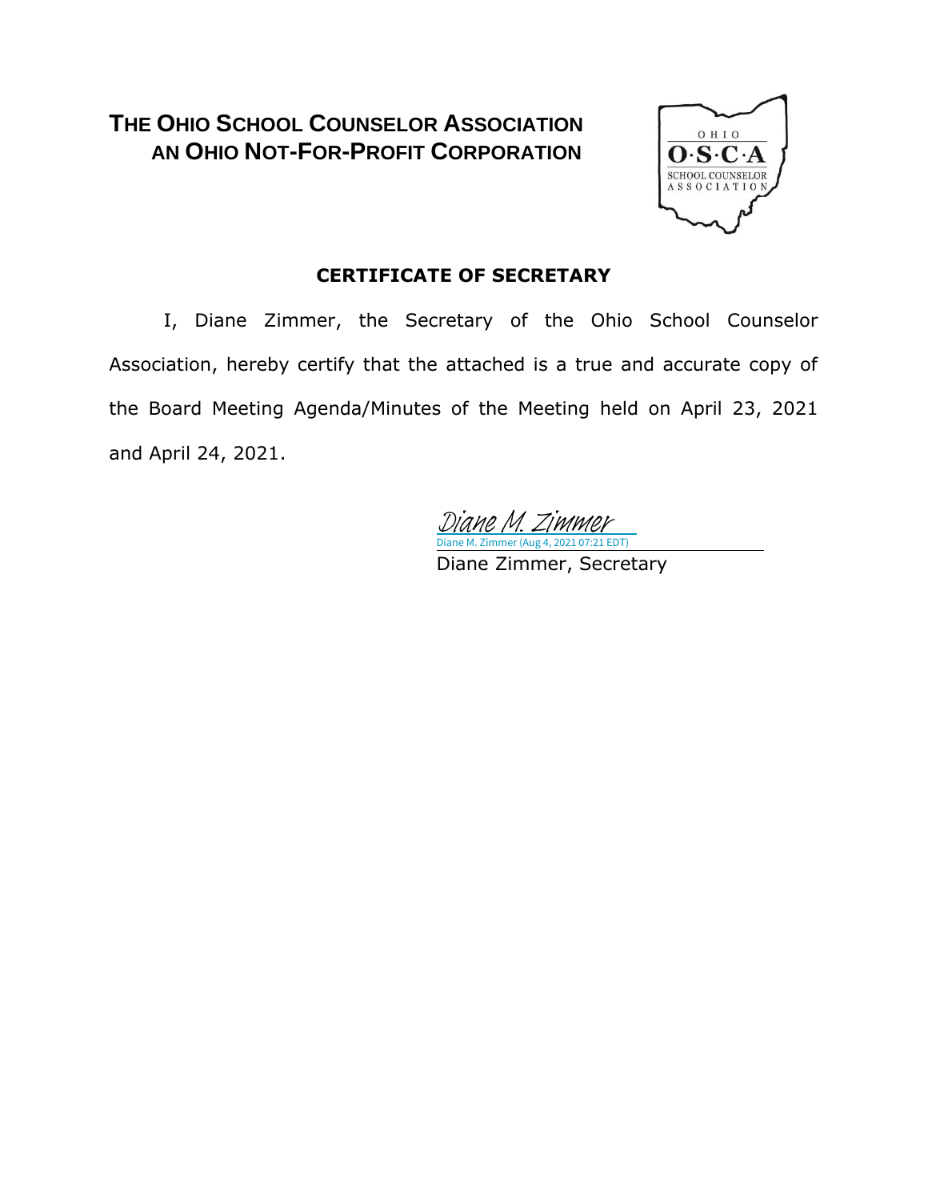# THE OHIO SCHOOL COUNSELOR ASSOCIATION
# AN OHIO NOT-FOR-PROFIT CORPORATION

OHIO
O·S·C·A
SCHOOL COUNSELOR
ASSOCIATION

## CERTIFICATE OF SECRETARY

I, Diane Zimmer, the Secretary of the Ohio School Counselor Association, hereby certify that the attached is a true and accurate copy of the Board Meeting Agenda/Minutes of the Meeting held on April 23, 2021 and April 24, 2021.

Diane M. Zimmer
Diane M. Zimmer (Aug 4, 2021 07:21 EDT)

Diane Zimmer, Secretary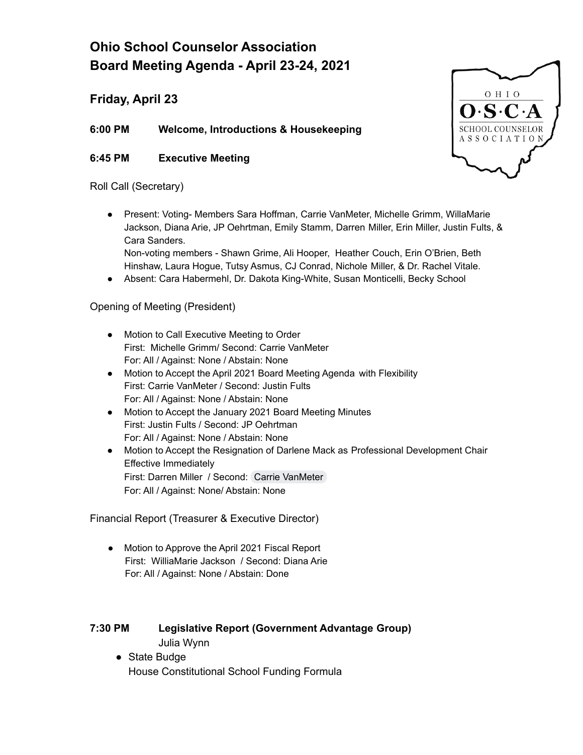# Ohio School Counselor Association
# Board Meeting Agenda - April 23-24, 2021

## Friday, April 23

**6:00 PM Welcome, Introductions & Housekeeping**

**6:45 PM Executive Meeting**

Roll Call (Secretary)

- Present: Voting- Members Sara Hoffman, Carrie VanMeter, Michelle Grimm, WillaMarie Jackson, Diana Arie, JP Oehrtman, Emily Stamm, Darren Miller, Erin Miller, Justin Fults, & Cara Sanders.
  Non-voting members - Shawn Grime, Ali Hooper, Heather Couch, Erin O'Brien, Beth Hinshaw, Laura Hogue, Tutsy Asmus, CJ Conrad, Nichole Miller, & Dr. Rachel Vitale.
- Absent: Cara Habermehl, Dr. Dakota King-White, Susan Monticelli, Becky School

Opening of Meeting (President)

- Motion to Call Executive Meeting to Order
  First: Michelle Grimm/ Second: Carrie VanMeter
  For: All / Against: None / Abstain: None
- Motion to Accept the April 2021 Board Meeting Agenda with Flexibility
  First: Carrie VanMeter / Second: Justin Fults
  For: All / Against: None / Abstain: None
- Motion to Accept the January 2021 Board Meeting Minutes
  First: Justin Fults / Second: JP Oehrtman
  For: All / Against: None / Abstain: None
- Motion to Accept the Resignation of Darlene Mack as Professional Development Chair Effective Immediately
  First: Darren Miller / Second: Carrie VanMeter
  For: All / Against: None/ Abstain: None

Financial Report (Treasurer & Executive Director)

- Motion to Approve the April 2021 Fiscal Report
  First: WilliaMarie Jackson / Second: Diana Arie
  For: All / Against: None / Abstain: Done

**7:30 PM Legislative Report (Government Advantage Group)**
Julia Wynn

- State Budge
  House Constitutional School Funding Formula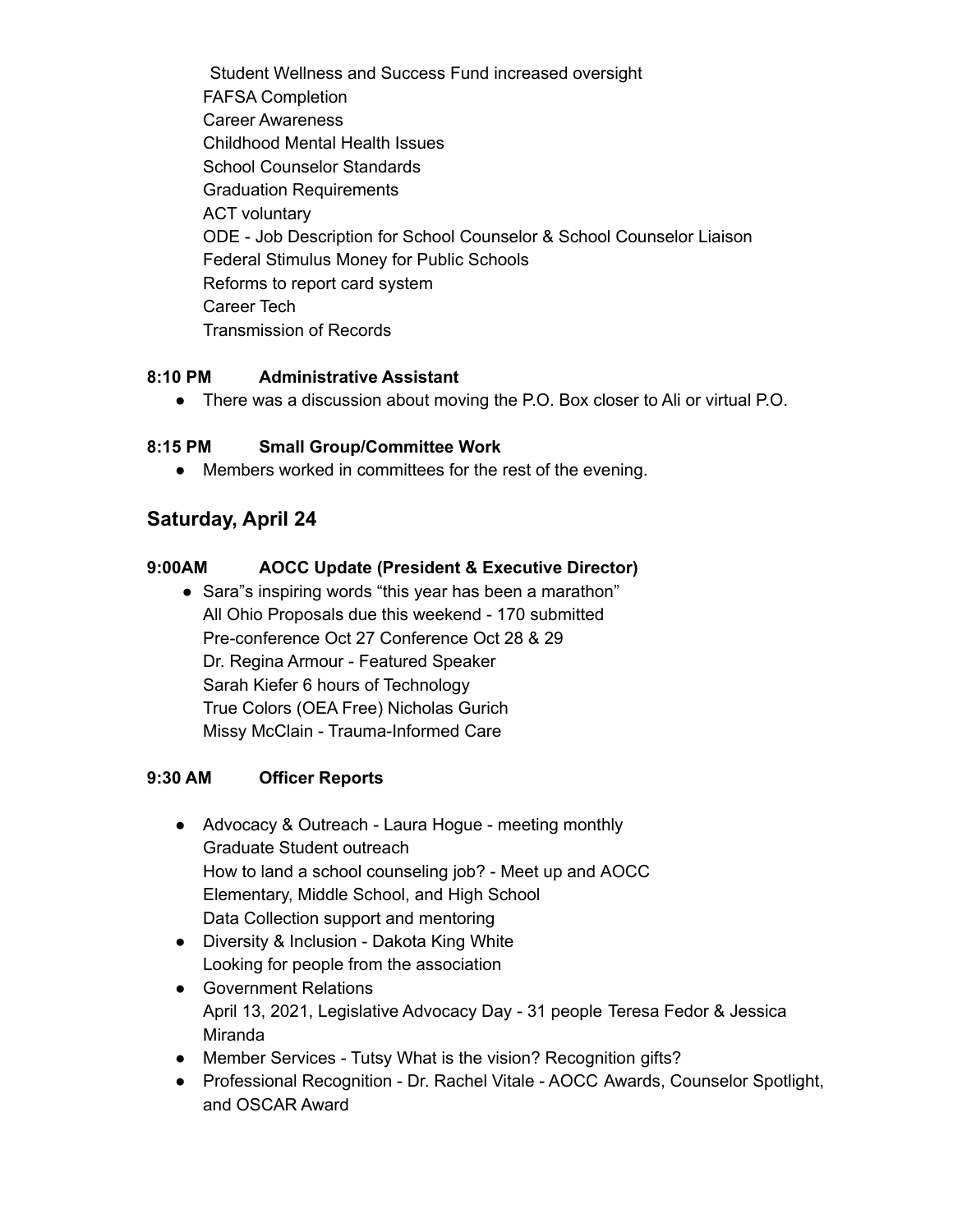Student Wellness and Success Fund increased oversight
FAFSA Completion
Career Awareness
Childhood Mental Health Issues
School Counselor Standards
Graduation Requirements
ACT voluntary
ODE - Job Description for School Counselor & School Counselor Liaison
Federal Stimulus Money for Public Schools
Reforms to report card system
Career Tech
Transmission of Records

**8:10 PM Administrative Assistant**

- There was a discussion about moving the P.O. Box closer to Ali or virtual P.O.

**8:15 PM Small Group/Committee Work**

- Members worked in committees for the rest of the evening.

## Saturday, April 24

**9:00AM AOCC Update (President & Executive Director)**

- Sara"s inspiring words "this year has been a marathon"
  All Ohio Proposals due this weekend - 170 submitted
  Pre-conference Oct 27 Conference Oct 28 & 29
  Dr. Regina Armour - Featured Speaker
  Sarah Kiefer 6 hours of Technology
  True Colors (OEA Free) Nicholas Gurich
  Missy McClain - Trauma-Informed Care

**9:30 AM Officer Reports**

- Advocacy & Outreach - Laura Hogue - meeting monthly
  Graduate Student outreach
  How to land a school counseling job? - Meet up and AOCC
  Elementary, Middle School, and High School
  Data Collection support and mentoring
- Diversity & Inclusion - Dakota King White
  Looking for people from the association
- Government Relations
  April 13, 2021, Legislative Advocacy Day - 31 people Teresa Fedor & Jessica Miranda
- Member Services - Tutsy What is the vision? Recognition gifts?
- Professional Recognition - Dr. Rachel Vitale - AOCC Awards, Counselor Spotlight, and OSCAR Award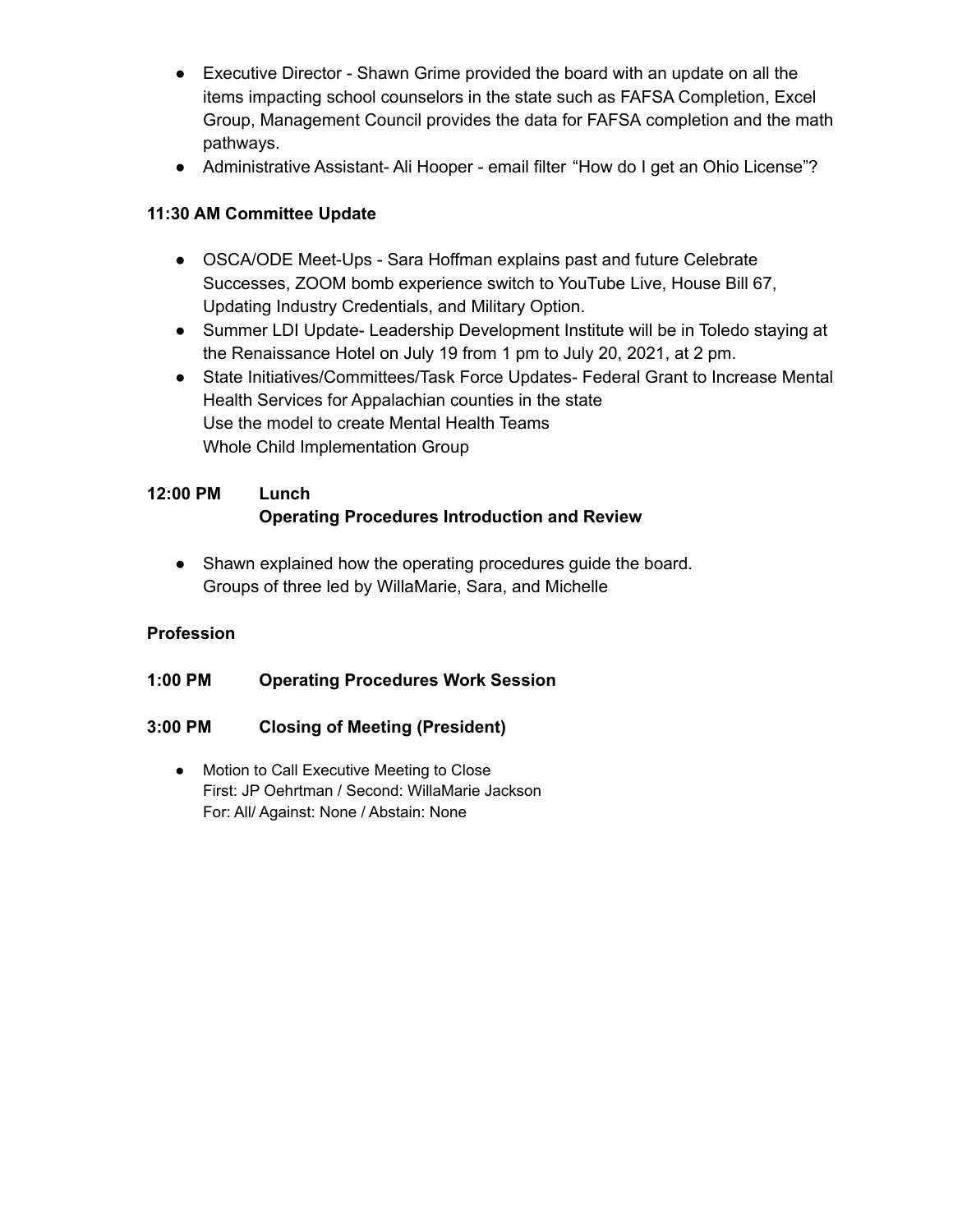- Executive Director - Shawn Grime provided the board with an update on all the items impacting school counselors in the state such as FAFSA Completion, Excel Group, Management Council provides the data for FAFSA completion and the math pathways.
- Administrative Assistant- Ali Hooper - email filter "How do I get an Ohio License"?

**11:30 AM Committee Update**

- OSCA/ODE Meet-Ups - Sara Hoffman explains past and future Celebrate Successes, ZOOM bomb experience switch to YouTube Live, House Bill 67, Updating Industry Credentials, and Military Option.
- Summer LDI Update- Leadership Development Institute will be in Toledo staying at the Renaissance Hotel on July 19 from 1 pm to July 20, 2021, at 2 pm.
- State Initiatives/Committees/Task Force Updates- Federal Grant to Increase Mental Health Services for Appalachian counties in the state
  Use the model to create Mental Health Teams
  Whole Child Implementation Group

**12:00 PM Lunch**
**Operating Procedures Introduction and Review**

- Shawn explained how the operating procedures guide the board.
  Groups of three led by WillaMarie, Sara, and Michelle

**Profession**

**1:00 PM Operating Procedures Work Session**

**3:00 PM Closing of Meeting (President)**

- Motion to Call Executive Meeting to Close
  First: JP Oehrtman / Second: WillaMarie Jackson
  For: All/ Against: None / Abstain: None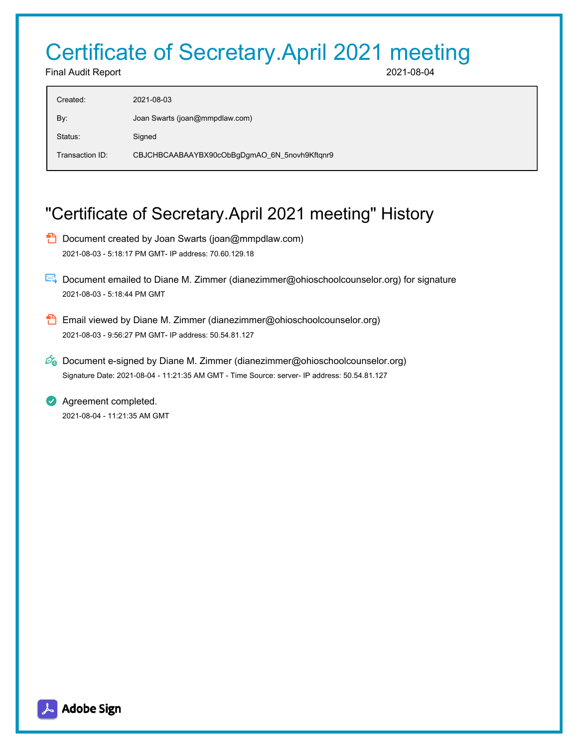# Certificate of Secretary.April 2021 meeting

Final Audit Report 2021-08-04

| | |
|---|---|
| Created: | 2021-08-03 |
| By: | Joan Swarts (joan@mmpdlaw.com) |
| Status: | Signed |
| Transaction ID: | CBJCHBCAABAAYBX90cObBgDgmAO_6N_5novh9Kftqnr9 |

## "Certificate of Secretary.April 2021 meeting" History

- Document created by Joan Swarts (joan@mmpdlaw.com)
  2021-08-03 - 5:18:17 PM GMT- IP address: 70.60.129.18

- Document emailed to Diane M. Zimmer (dianezimmer@ohioschoolcounselor.org) for signature
  2021-08-03 - 5:18:44 PM GMT

- Email viewed by Diane M. Zimmer (dianezimmer@ohioschoolcounselor.org)
  2021-08-03 - 9:56:27 PM GMT- IP address: 50.54.81.127

- Document e-signed by Diane M. Zimmer (dianezimmer@ohioschoolcounselor.org)
  Signature Date: 2021-08-04 - 11:21:35 AM GMT - Time Source: server- IP address: 50.54.81.127

- Agreement completed.
  2021-08-04 - 11:21:35 AM GMT

Adobe Sign